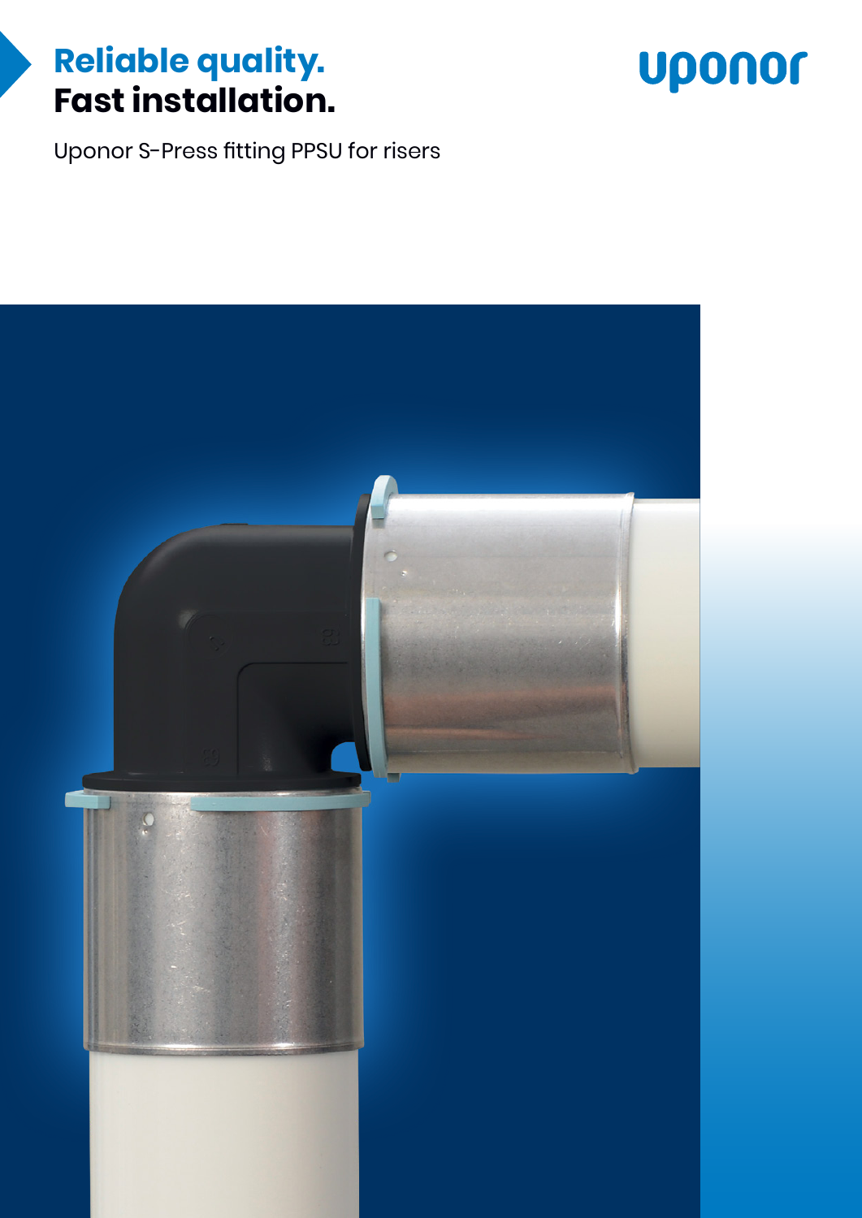# Reliable quality.
# Fast installation.

uponor

Uponor S-Press fitting PPSU for risers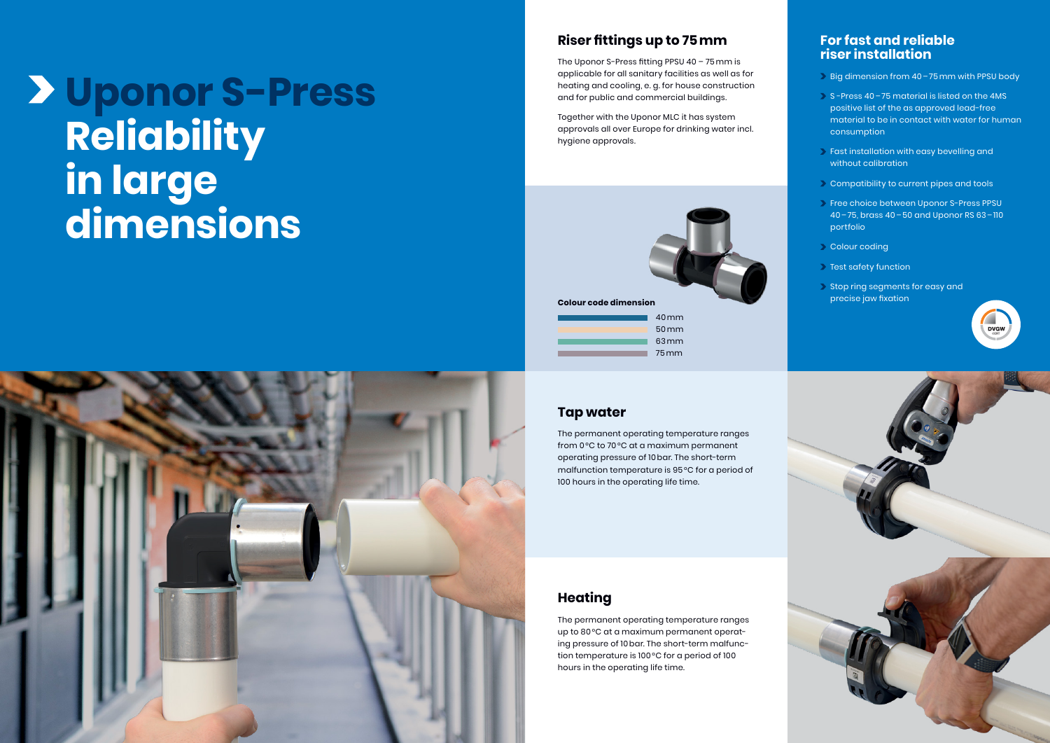# Uponor S-Press Reliability in large dimensions

## Riser fittings up to 75 mm

The Uponor S-Press fitting PPSU 40 – 75 mm is applicable for all sanitary facilities as well as for heating and cooling, e. g. for house construction and for public and commercial buildings.

Together with the Uponor MLC it has system approvals all over Europe for drinking water incl. hygiene approvals.

**Colour code dimension**

- 40 mm
- 50 mm
- 63 mm
- 75 mm

## For fast and reliable riser installation

- Big dimension from 40 – 75 mm with PPSU body
- S-Press 40 – 75 material is listed on the 4MS positive list of the as approved lead-free material to be in contact with water for human consumption
- Fast installation with easy bevelling and without calibration
- Compatibility to current pipes and tools
- Free choice between Uponor S-Press PPSU 40 – 75, brass 40 – 50 and Uponor RS 63 – 110 portfolio
- Colour coding
- Test safety function
- Stop ring segments for easy and precise jaw fixation

## Tap water

The permanent operating temperature ranges from 0 °C to 70 °C at a maximum permanent operating pressure of 10 bar. The short-term malfunction temperature is 95 °C for a period of 100 hours in the operating life time.

## Heating

The permanent operating temperature ranges up to 80 °C at a maximum permanent operating pressure of 10 bar. The short-term malfunction temperature is 100 °C for a period of 100 hours in the operating life time.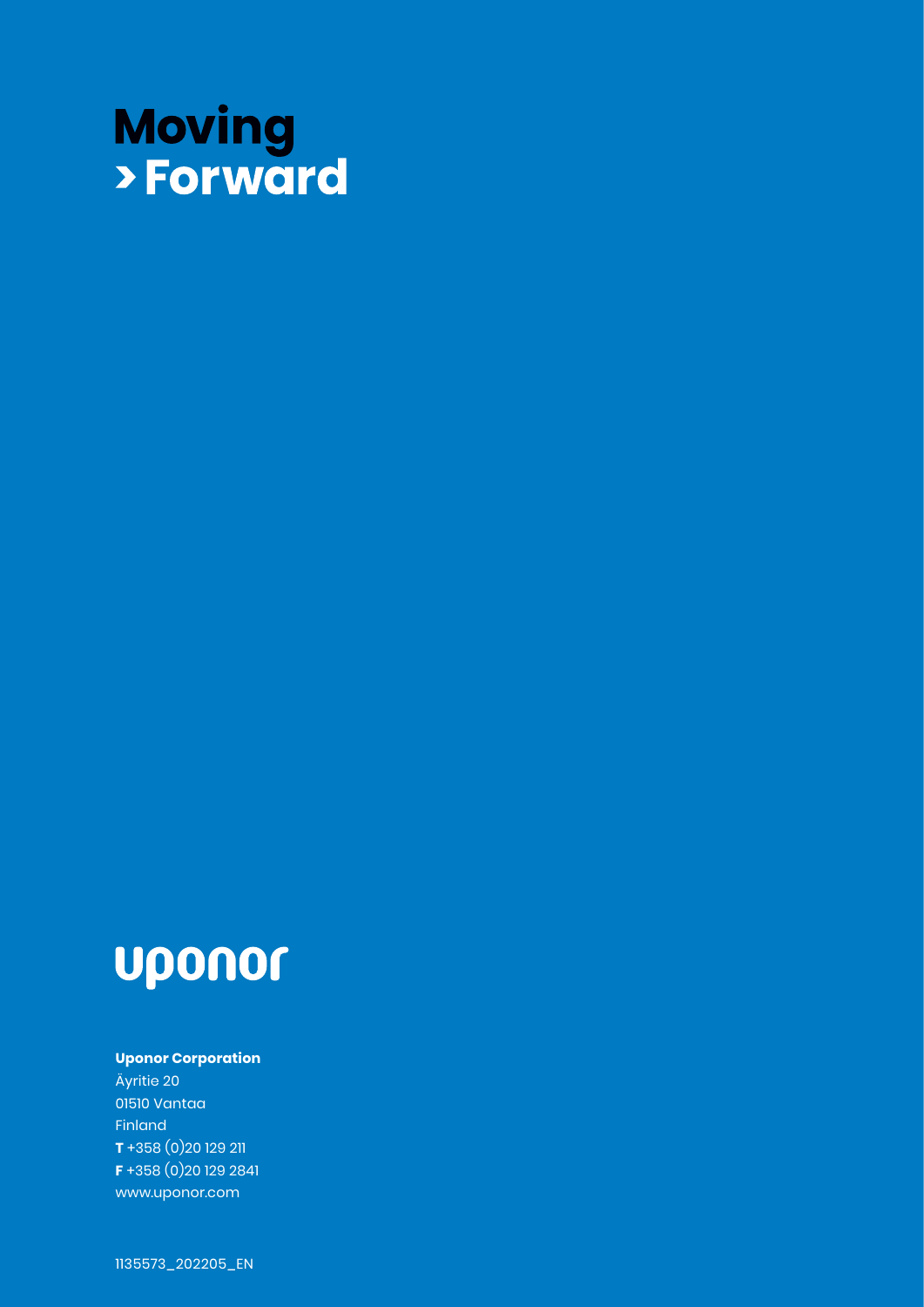# Moving
# > Forward

uponor

**Uponor Corporation**
Äyritie 20
01510 Vantaa
Finland
**T** +358 (0)20 129 211
**F** +358 (0)20 129 2841
www.uponor.com

1135573_202205_EN